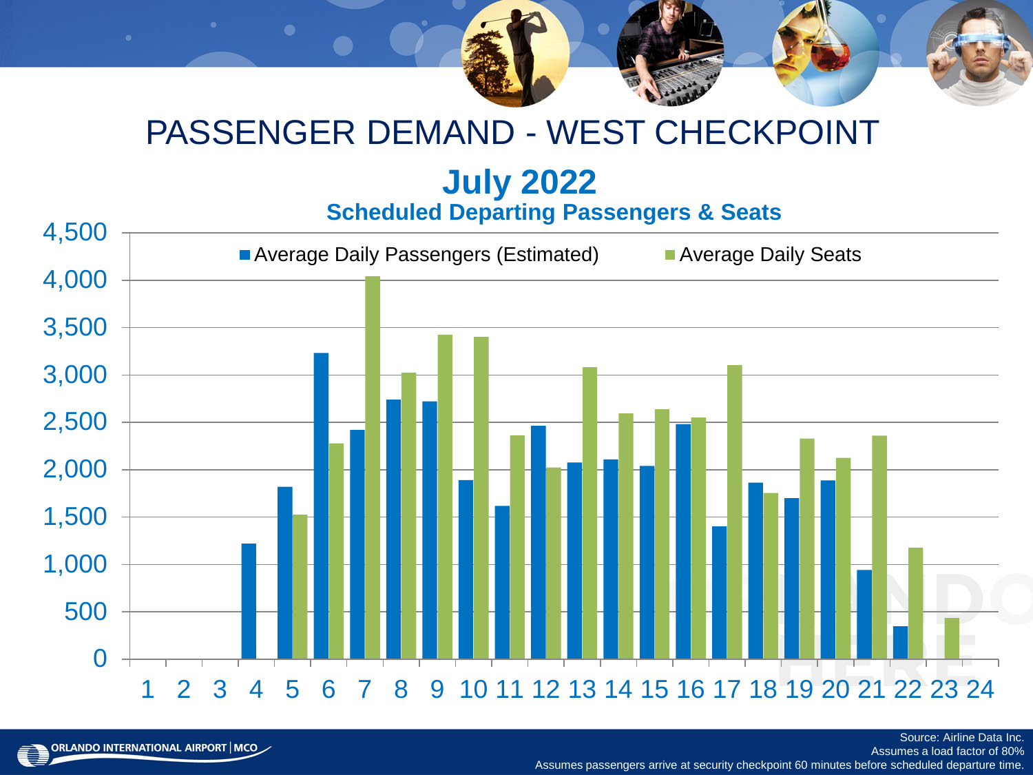# PASSENGER DEMAND - WEST CHECKPOINT

## July 2022

### Scheduled Departing Passengers & Seats

| Hour | Average Daily Passengers (Estimated) | Average Daily Seats |
|---|---|---|
| 1 | | |
| 2 | | |
| 3 | | |
| 4 | 1,220 | |
| 5 | 1,820 | 1,520 |
| 6 | 3,230 | 2,270 |
| 7 | 2,420 | 4,040 |
| 8 | 2,740 | 3,020 |
| 9 | 2,720 | 3,420 |
| 10 | 1,890 | 3,400 |
| 11 | 1,610 | 2,360 |
| 12 | 2,460 | 2,020 |
| 13 | 2,070 | 3,080 |
| 14 | 2,100 | 2,590 |
| 15 | 2,040 | 2,630 |
| 16 | 2,480 | 2,550 |
| 17 | 1,400 | 3,100 |
| 18 | 1,860 | 1,750 |
| 19 | 1,700 | 2,320 |
| 20 | 1,880 | 2,120 |
| 21 | 940 | 2,350 |
| 22 | 340 | 1,170 |
| 23 | | 430 |
| 24 | | |

Source: Airline Data Inc.
Assumes a load factor of 80%
Assumes passengers arrive at security checkpoint 60 minutes before scheduled departure time.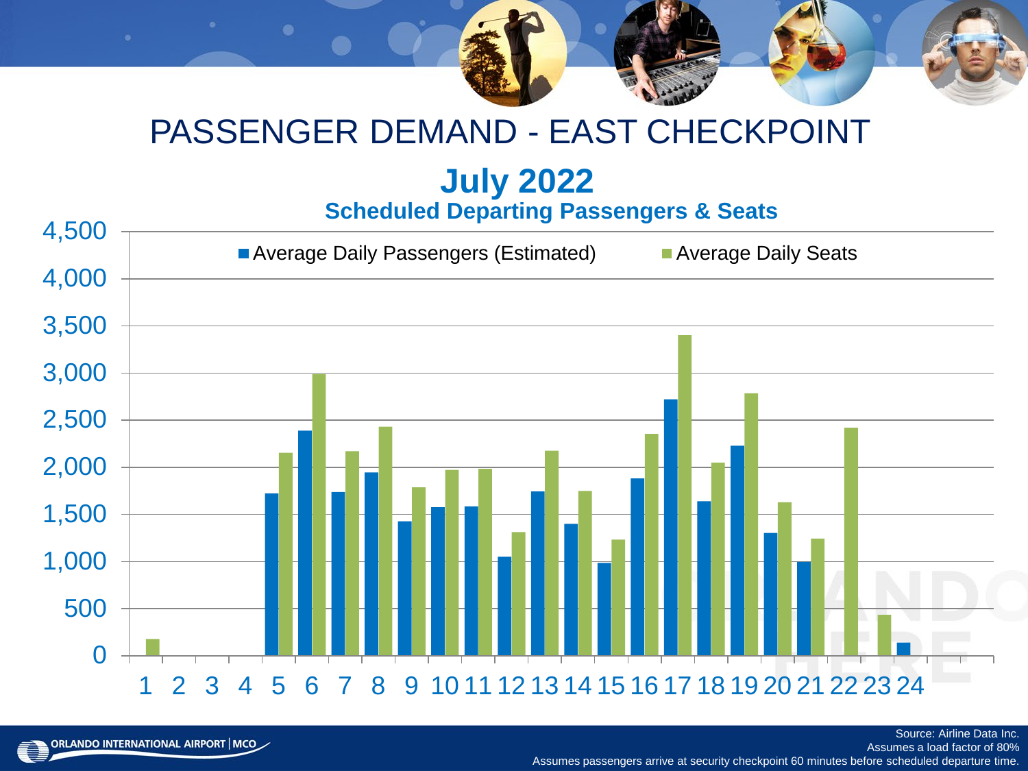# PASSENGER DEMAND - EAST CHECKPOINT

## July 2022

### Scheduled Departing Passengers & Seats

| Hour | Average Daily Passengers (Estimated) | Average Daily Seats |
|---|---|---|
| 1 | 0 | 175 |
| 2 | 0 | 0 |
| 3 | 0 | 0 |
| 4 | 0 | 0 |
| 5 | 1,720 | 2,150 |
| 6 | 2,390 | 2,990 |
| 7 | 1,735 | 2,165 |
| 8 | 1,945 | 2,425 |
| 9 | 1,425 | 1,785 |
| 10 | 1,575 | 1,970 |
| 11 | 1,585 | 1,980 |
| 12 | 1,050 | 1,310 |
| 13 | 1,740 | 2,175 |
| 14 | 1,400 | 1,750 |
| 15 | 985 | 1,230 |
| 16 | 1,880 | 2,350 |
| 17 | 2,720 | 3,400 |
| 18 | 1,640 | 2,050 |
| 19 | 2,225 | 2,780 |
| 20 | 1,300 | 1,625 |
| 21 | 1,000 | 1,240 |
| 22 | 0 | 2,415 |
| 23 | 0 | 430 |
| 24 | 135 | 0 |

Source: Airline Data Inc.
Assumes a load factor of 80%
Assumes passengers arrive at security checkpoint 60 minutes before scheduled departure time.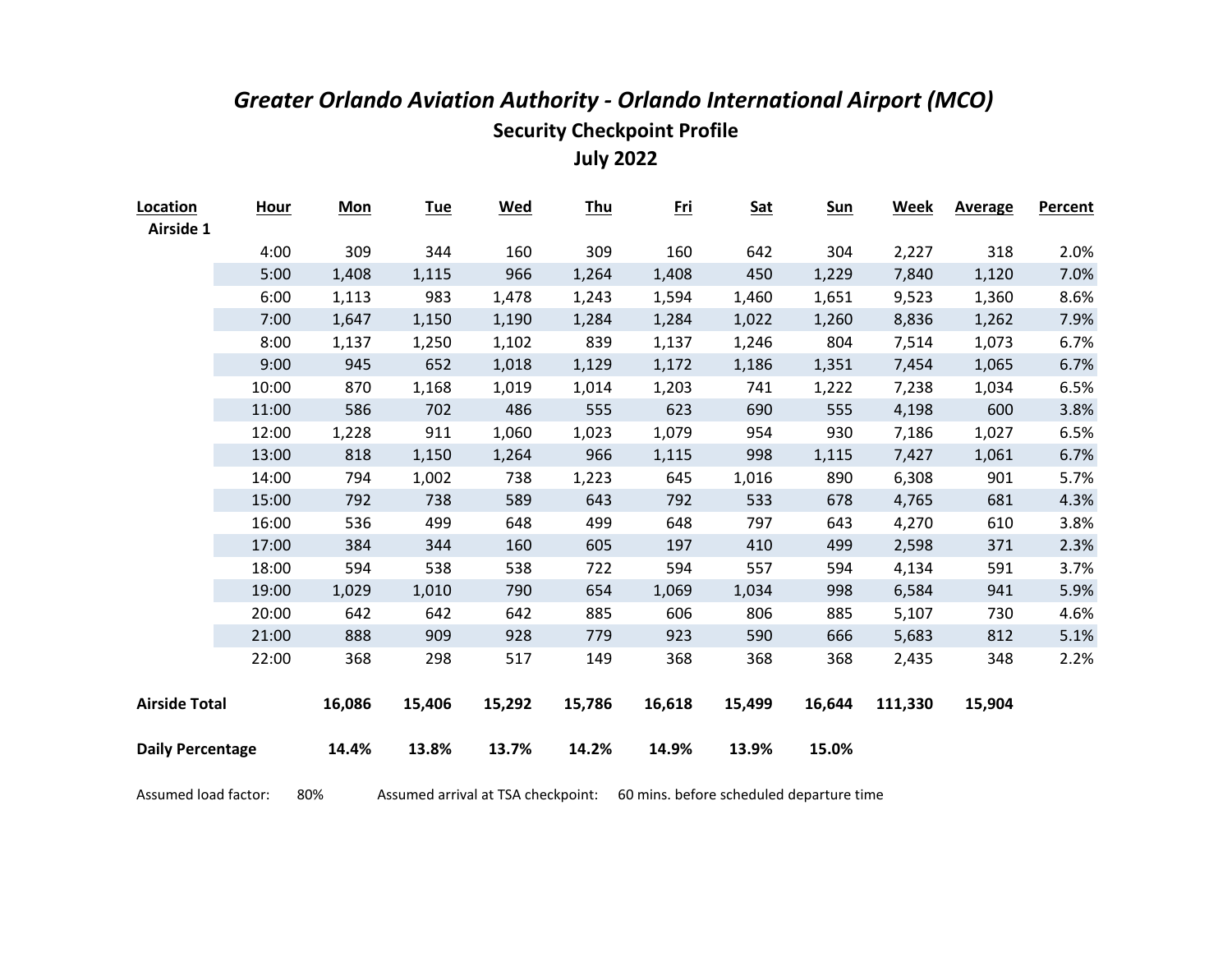# *Greater Orlando Aviation Authority - Orlando International Airport (MCO)*

## Security Checkpoint Profile

## July 2022

| Location | Hour | Mon | Tue | Wed | Thu | Fri | Sat | Sun | Week | Average | Percent |
|---|---|---|---|---|---|---|---|---|---|---|---|
| Airside 1 | | | | | | | | | | | |
| | 4:00 | 309 | 344 | 160 | 309 | 160 | 642 | 304 | 2,227 | 318 | 2.0% |
| | 5:00 | 1,408 | 1,115 | 966 | 1,264 | 1,408 | 450 | 1,229 | 7,840 | 1,120 | 7.0% |
| | 6:00 | 1,113 | 983 | 1,478 | 1,243 | 1,594 | 1,460 | 1,651 | 9,523 | 1,360 | 8.6% |
| | 7:00 | 1,647 | 1,150 | 1,190 | 1,284 | 1,284 | 1,022 | 1,260 | 8,836 | 1,262 | 7.9% |
| | 8:00 | 1,137 | 1,250 | 1,102 | 839 | 1,137 | 1,246 | 804 | 7,514 | 1,073 | 6.7% |
| | 9:00 | 945 | 652 | 1,018 | 1,129 | 1,172 | 1,186 | 1,351 | 7,454 | 1,065 | 6.7% |
| | 10:00 | 870 | 1,168 | 1,019 | 1,014 | 1,203 | 741 | 1,222 | 7,238 | 1,034 | 6.5% |
| | 11:00 | 586 | 702 | 486 | 555 | 623 | 690 | 555 | 4,198 | 600 | 3.8% |
| | 12:00 | 1,228 | 911 | 1,060 | 1,023 | 1,079 | 954 | 930 | 7,186 | 1,027 | 6.5% |
| | 13:00 | 818 | 1,150 | 1,264 | 966 | 1,115 | 998 | 1,115 | 7,427 | 1,061 | 6.7% |
| | 14:00 | 794 | 1,002 | 738 | 1,223 | 645 | 1,016 | 890 | 6,308 | 901 | 5.7% |
| | 15:00 | 792 | 738 | 589 | 643 | 792 | 533 | 678 | 4,765 | 681 | 4.3% |
| | 16:00 | 536 | 499 | 648 | 499 | 648 | 797 | 643 | 4,270 | 610 | 3.8% |
| | 17:00 | 384 | 344 | 160 | 605 | 197 | 410 | 499 | 2,598 | 371 | 2.3% |
| | 18:00 | 594 | 538 | 538 | 722 | 594 | 557 | 594 | 4,134 | 591 | 3.7% |
| | 19:00 | 1,029 | 1,010 | 790 | 654 | 1,069 | 1,034 | 998 | 6,584 | 941 | 5.9% |
| | 20:00 | 642 | 642 | 642 | 885 | 606 | 806 | 885 | 5,107 | 730 | 4.6% |
| | 21:00 | 888 | 909 | 928 | 779 | 923 | 590 | 666 | 5,683 | 812 | 5.1% |
| | 22:00 | 368 | 298 | 517 | 149 | 368 | 368 | 368 | 2,435 | 348 | 2.2% |
| **Airside Total** | | **16,086** | **15,406** | **15,292** | **15,786** | **16,618** | **15,499** | **16,644** | **111,330** | **15,904** | |
| **Daily Percentage** | | **14.4%** | **13.8%** | **13.7%** | **14.2%** | **14.9%** | **13.9%** | **15.0%** | | | |

Assumed load factor: 80%    Assumed arrival at TSA checkpoint: 60 mins. before scheduled departure time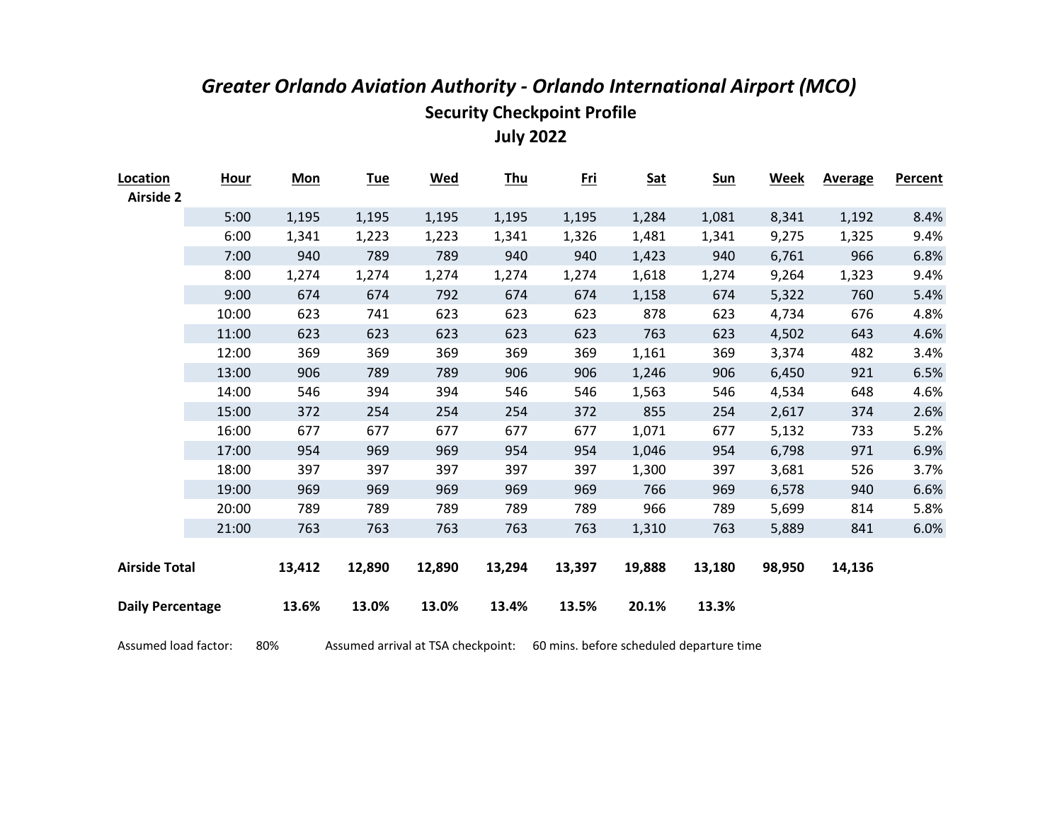# *Greater Orlando Aviation Authority - Orlando International Airport (MCO)*

## Security Checkpoint Profile

## July 2022

| Location | Hour | Mon | Tue | Wed | Thu | Fri | Sat | Sun | Week | Average | Percent |
|---|---|---|---|---|---|---|---|---|---|---|---|
| **Airside 2** | | | | | | | | | | | |
| | 5:00 | 1,195 | 1,195 | 1,195 | 1,195 | 1,195 | 1,284 | 1,081 | 8,341 | 1,192 | 8.4% |
| | 6:00 | 1,341 | 1,223 | 1,223 | 1,341 | 1,326 | 1,481 | 1,341 | 9,275 | 1,325 | 9.4% |
| | 7:00 | 940 | 789 | 789 | 940 | 940 | 1,423 | 940 | 6,761 | 966 | 6.8% |
| | 8:00 | 1,274 | 1,274 | 1,274 | 1,274 | 1,274 | 1,618 | 1,274 | 9,264 | 1,323 | 9.4% |
| | 9:00 | 674 | 674 | 792 | 674 | 674 | 1,158 | 674 | 5,322 | 760 | 5.4% |
| | 10:00 | 623 | 741 | 623 | 623 | 623 | 878 | 623 | 4,734 | 676 | 4.8% |
| | 11:00 | 623 | 623 | 623 | 623 | 623 | 763 | 623 | 4,502 | 643 | 4.6% |
| | 12:00 | 369 | 369 | 369 | 369 | 369 | 1,161 | 369 | 3,374 | 482 | 3.4% |
| | 13:00 | 906 | 789 | 789 | 906 | 906 | 1,246 | 906 | 6,450 | 921 | 6.5% |
| | 14:00 | 546 | 394 | 394 | 546 | 546 | 1,563 | 546 | 4,534 | 648 | 4.6% |
| | 15:00 | 372 | 254 | 254 | 254 | 372 | 855 | 254 | 2,617 | 374 | 2.6% |
| | 16:00 | 677 | 677 | 677 | 677 | 677 | 1,071 | 677 | 5,132 | 733 | 5.2% |
| | 17:00 | 954 | 969 | 969 | 954 | 954 | 1,046 | 954 | 6,798 | 971 | 6.9% |
| | 18:00 | 397 | 397 | 397 | 397 | 397 | 1,300 | 397 | 3,681 | 526 | 3.7% |
| | 19:00 | 969 | 969 | 969 | 969 | 969 | 766 | 969 | 6,578 | 940 | 6.6% |
| | 20:00 | 789 | 789 | 789 | 789 | 789 | 966 | 789 | 5,699 | 814 | 5.8% |
| | 21:00 | 763 | 763 | 763 | 763 | 763 | 1,310 | 763 | 5,889 | 841 | 6.0% |
| **Airside Total** | | **13,412** | **12,890** | **12,890** | **13,294** | **13,397** | **19,888** | **13,180** | **98,950** | **14,136** | |
| **Daily Percentage** | | **13.6%** | **13.0%** | **13.0%** | **13.4%** | **13.5%** | **20.1%** | **13.3%** | | | |

Assumed load factor: 80%    Assumed arrival at TSA checkpoint: 60 mins. before scheduled departure time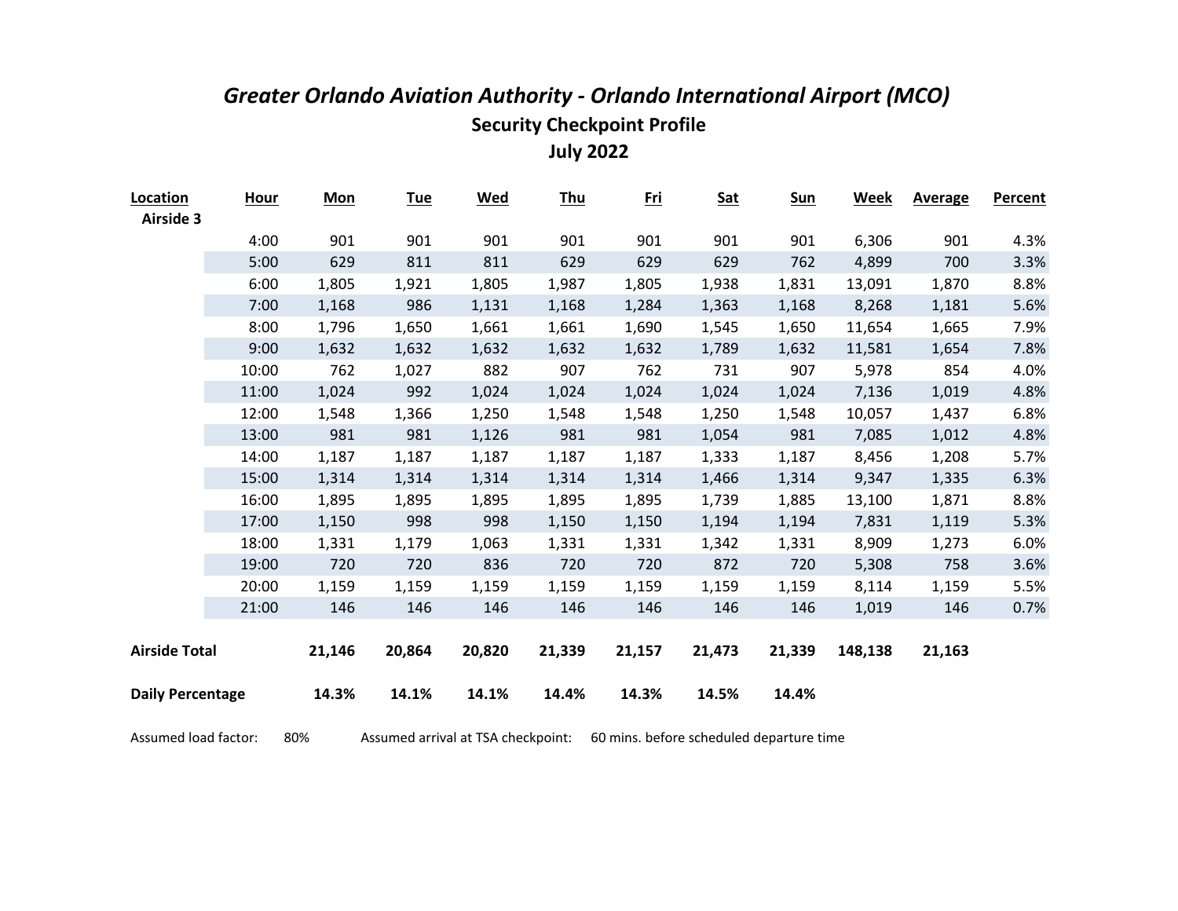# *Greater Orlando Aviation Authority - Orlando International Airport (MCO)*

## Security Checkpoint Profile

## July 2022

| Location | Hour | Mon | Tue | Wed | Thu | Fri | Sat | Sun | Week | Average | Percent |
|---|---|---|---|---|---|---|---|---|---|---|---|
| **Airside 3** | | | | | | | | | | | |
| | 4:00 | 901 | 901 | 901 | 901 | 901 | 901 | 901 | 6,306 | 901 | 4.3% |
| | 5:00 | 629 | 811 | 811 | 629 | 629 | 629 | 762 | 4,899 | 700 | 3.3% |
| | 6:00 | 1,805 | 1,921 | 1,805 | 1,987 | 1,805 | 1,938 | 1,831 | 13,091 | 1,870 | 8.8% |
| | 7:00 | 1,168 | 986 | 1,131 | 1,168 | 1,284 | 1,363 | 1,168 | 8,268 | 1,181 | 5.6% |
| | 8:00 | 1,796 | 1,650 | 1,661 | 1,661 | 1,690 | 1,545 | 1,650 | 11,654 | 1,665 | 7.9% |
| | 9:00 | 1,632 | 1,632 | 1,632 | 1,632 | 1,632 | 1,789 | 1,632 | 11,581 | 1,654 | 7.8% |
| | 10:00 | 762 | 1,027 | 882 | 907 | 762 | 731 | 907 | 5,978 | 854 | 4.0% |
| | 11:00 | 1,024 | 992 | 1,024 | 1,024 | 1,024 | 1,024 | 1,024 | 7,136 | 1,019 | 4.8% |
| | 12:00 | 1,548 | 1,366 | 1,250 | 1,548 | 1,548 | 1,250 | 1,548 | 10,057 | 1,437 | 6.8% |
| | 13:00 | 981 | 981 | 1,126 | 981 | 981 | 1,054 | 981 | 7,085 | 1,012 | 4.8% |
| | 14:00 | 1,187 | 1,187 | 1,187 | 1,187 | 1,187 | 1,333 | 1,187 | 8,456 | 1,208 | 5.7% |
| | 15:00 | 1,314 | 1,314 | 1,314 | 1,314 | 1,314 | 1,466 | 1,314 | 9,347 | 1,335 | 6.3% |
| | 16:00 | 1,895 | 1,895 | 1,895 | 1,895 | 1,895 | 1,739 | 1,885 | 13,100 | 1,871 | 8.8% |
| | 17:00 | 1,150 | 998 | 998 | 1,150 | 1,150 | 1,194 | 1,194 | 7,831 | 1,119 | 5.3% |
| | 18:00 | 1,331 | 1,179 | 1,063 | 1,331 | 1,331 | 1,342 | 1,331 | 8,909 | 1,273 | 6.0% |
| | 19:00 | 720 | 720 | 836 | 720 | 720 | 872 | 720 | 5,308 | 758 | 3.6% |
| | 20:00 | 1,159 | 1,159 | 1,159 | 1,159 | 1,159 | 1,159 | 1,159 | 8,114 | 1,159 | 5.5% |
| | 21:00 | 146 | 146 | 146 | 146 | 146 | 146 | 146 | 1,019 | 146 | 0.7% |
| **Airside Total** | | **21,146** | **20,864** | **20,820** | **21,339** | **21,157** | **21,473** | **21,339** | **148,138** | **21,163** | |
| **Daily Percentage** | | **14.3%** | **14.1%** | **14.1%** | **14.4%** | **14.3%** | **14.5%** | **14.4%** | | | |

Assumed load factor: 80% Assumed arrival at TSA checkpoint: 60 mins. before scheduled departure time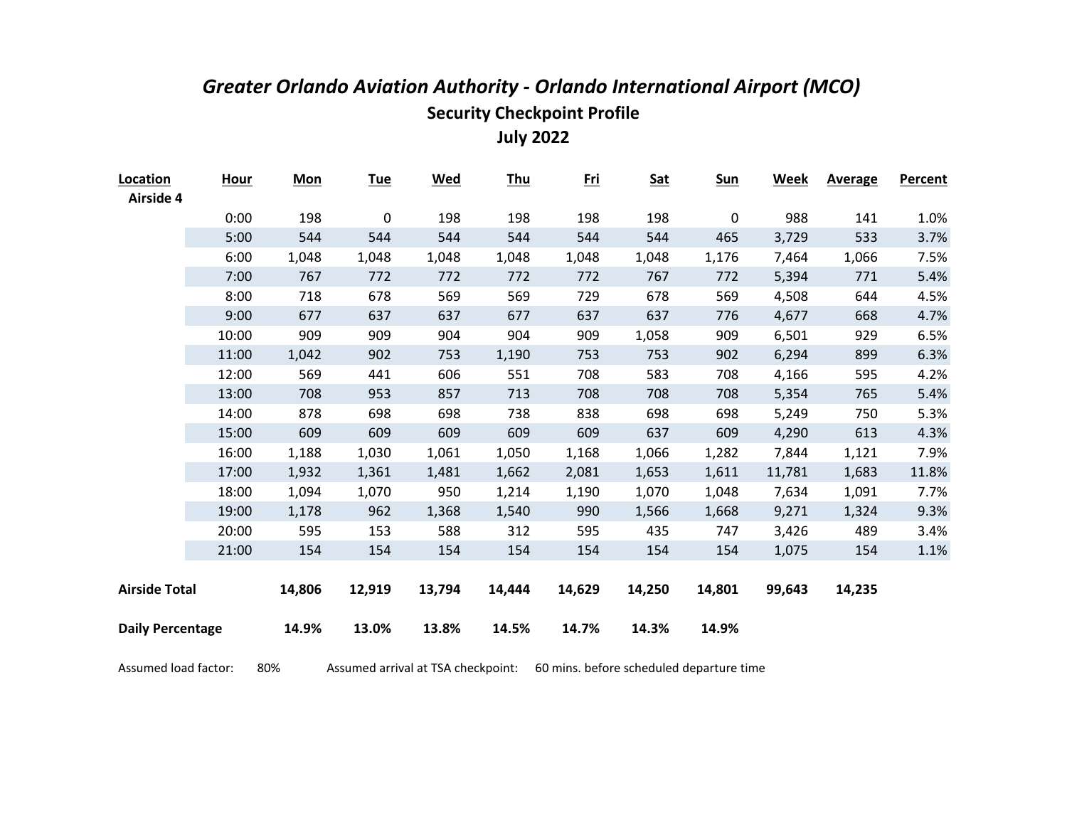# *Greater Orlando Aviation Authority - Orlando International Airport (MCO)*

## Security Checkpoint Profile

## July 2022

| Location | Hour | Mon | Tue | Wed | Thu | Fri | Sat | Sun | Week | Average | Percent |
|---|---|---|---|---|---|---|---|---|---|---|---|
| **Airside 4** | | | | | | | | | | | |
| | 0:00 | 198 | 0 | 198 | 198 | 198 | 198 | 0 | 988 | 141 | 1.0% |
| | 5:00 | 544 | 544 | 544 | 544 | 544 | 544 | 465 | 3,729 | 533 | 3.7% |
| | 6:00 | 1,048 | 1,048 | 1,048 | 1,048 | 1,048 | 1,048 | 1,176 | 7,464 | 1,066 | 7.5% |
| | 7:00 | 767 | 772 | 772 | 772 | 772 | 767 | 772 | 5,394 | 771 | 5.4% |
| | 8:00 | 718 | 678 | 569 | 569 | 729 | 678 | 569 | 4,508 | 644 | 4.5% |
| | 9:00 | 677 | 637 | 637 | 677 | 637 | 637 | 776 | 4,677 | 668 | 4.7% |
| | 10:00 | 909 | 909 | 904 | 904 | 909 | 1,058 | 909 | 6,501 | 929 | 6.5% |
| | 11:00 | 1,042 | 902 | 753 | 1,190 | 753 | 753 | 902 | 6,294 | 899 | 6.3% |
| | 12:00 | 569 | 441 | 606 | 551 | 708 | 583 | 708 | 4,166 | 595 | 4.2% |
| | 13:00 | 708 | 953 | 857 | 713 | 708 | 708 | 708 | 5,354 | 765 | 5.4% |
| | 14:00 | 878 | 698 | 698 | 738 | 838 | 698 | 698 | 5,249 | 750 | 5.3% |
| | 15:00 | 609 | 609 | 609 | 609 | 609 | 637 | 609 | 4,290 | 613 | 4.3% |
| | 16:00 | 1,188 | 1,030 | 1,061 | 1,050 | 1,168 | 1,066 | 1,282 | 7,844 | 1,121 | 7.9% |
| | 17:00 | 1,932 | 1,361 | 1,481 | 1,662 | 2,081 | 1,653 | 1,611 | 11,781 | 1,683 | 11.8% |
| | 18:00 | 1,094 | 1,070 | 950 | 1,214 | 1,190 | 1,070 | 1,048 | 7,634 | 1,091 | 7.7% |
| | 19:00 | 1,178 | 962 | 1,368 | 1,540 | 990 | 1,566 | 1,668 | 9,271 | 1,324 | 9.3% |
| | 20:00 | 595 | 153 | 588 | 312 | 595 | 435 | 747 | 3,426 | 489 | 3.4% |
| | 21:00 | 154 | 154 | 154 | 154 | 154 | 154 | 154 | 1,075 | 154 | 1.1% |
| **Airside Total** | | **14,806** | **12,919** | **13,794** | **14,444** | **14,629** | **14,250** | **14,801** | **99,643** | **14,235** | |
| **Daily Percentage** | | **14.9%** | **13.0%** | **13.8%** | **14.5%** | **14.7%** | **14.3%** | **14.9%** | | | |

Assumed load factor: 80%     Assumed arrival at TSA checkpoint: 60 mins. before scheduled departure time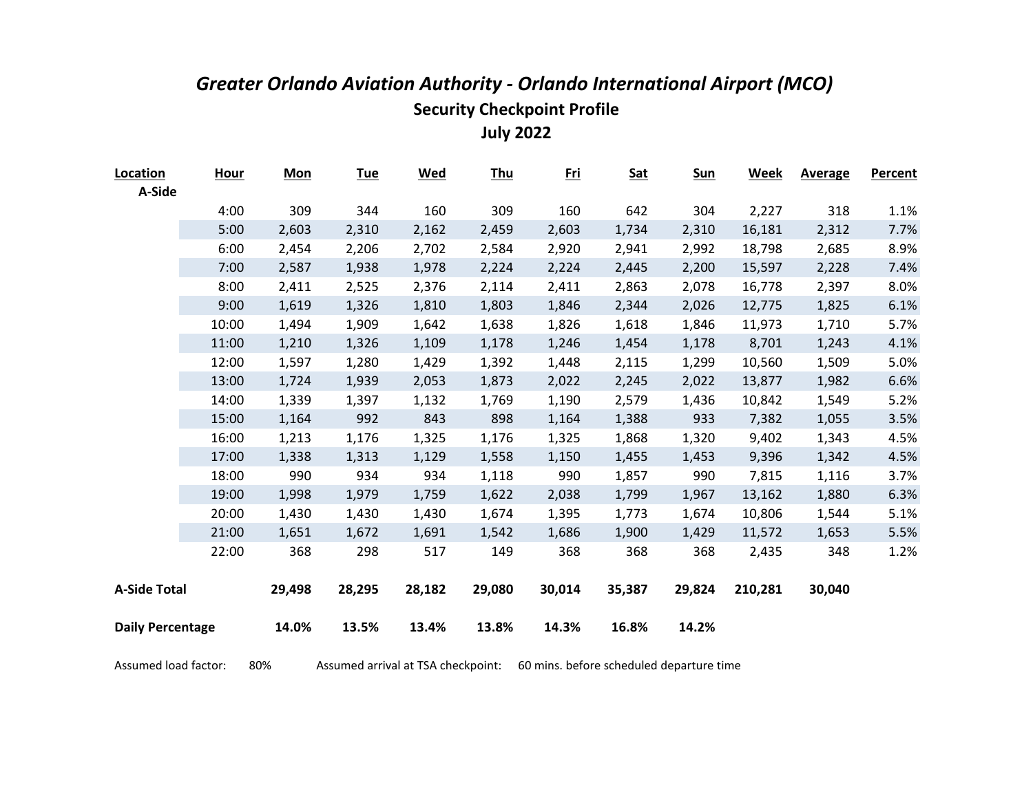# *Greater Orlando Aviation Authority - Orlando International Airport (MCO)*

## Security Checkpoint Profile

## July 2022

| Location | Hour | Mon | Tue | Wed | Thu | Fri | Sat | Sun | Week | Average | Percent |
|---|---|---|---|---|---|---|---|---|---|---|---|
| A-Side | | | | | | | | | | | |
| | 4:00 | 309 | 344 | 160 | 309 | 160 | 642 | 304 | 2,227 | 318 | 1.1% |
| | 5:00 | 2,603 | 2,310 | 2,162 | 2,459 | 2,603 | 1,734 | 2,310 | 16,181 | 2,312 | 7.7% |
| | 6:00 | 2,454 | 2,206 | 2,702 | 2,584 | 2,920 | 2,941 | 2,992 | 18,798 | 2,685 | 8.9% |
| | 7:00 | 2,587 | 1,938 | 1,978 | 2,224 | 2,224 | 2,445 | 2,200 | 15,597 | 2,228 | 7.4% |
| | 8:00 | 2,411 | 2,525 | 2,376 | 2,114 | 2,411 | 2,863 | 2,078 | 16,778 | 2,397 | 8.0% |
| | 9:00 | 1,619 | 1,326 | 1,810 | 1,803 | 1,846 | 2,344 | 2,026 | 12,775 | 1,825 | 6.1% |
| | 10:00 | 1,494 | 1,909 | 1,642 | 1,638 | 1,826 | 1,618 | 1,846 | 11,973 | 1,710 | 5.7% |
| | 11:00 | 1,210 | 1,326 | 1,109 | 1,178 | 1,246 | 1,454 | 1,178 | 8,701 | 1,243 | 4.1% |
| | 12:00 | 1,597 | 1,280 | 1,429 | 1,392 | 1,448 | 2,115 | 1,299 | 10,560 | 1,509 | 5.0% |
| | 13:00 | 1,724 | 1,939 | 2,053 | 1,873 | 2,022 | 2,245 | 2,022 | 13,877 | 1,982 | 6.6% |
| | 14:00 | 1,339 | 1,397 | 1,132 | 1,769 | 1,190 | 2,579 | 1,436 | 10,842 | 1,549 | 5.2% |
| | 15:00 | 1,164 | 992 | 843 | 898 | 1,164 | 1,388 | 933 | 7,382 | 1,055 | 3.5% |
| | 16:00 | 1,213 | 1,176 | 1,325 | 1,176 | 1,325 | 1,868 | 1,320 | 9,402 | 1,343 | 4.5% |
| | 17:00 | 1,338 | 1,313 | 1,129 | 1,558 | 1,150 | 1,455 | 1,453 | 9,396 | 1,342 | 4.5% |
| | 18:00 | 990 | 934 | 934 | 1,118 | 990 | 1,857 | 990 | 7,815 | 1,116 | 3.7% |
| | 19:00 | 1,998 | 1,979 | 1,759 | 1,622 | 2,038 | 1,799 | 1,967 | 13,162 | 1,880 | 6.3% |
| | 20:00 | 1,430 | 1,430 | 1,430 | 1,674 | 1,395 | 1,773 | 1,674 | 10,806 | 1,544 | 5.1% |
| | 21:00 | 1,651 | 1,672 | 1,691 | 1,542 | 1,686 | 1,900 | 1,429 | 11,572 | 1,653 | 5.5% |
| | 22:00 | 368 | 298 | 517 | 149 | 368 | 368 | 368 | 2,435 | 348 | 1.2% |
| **A-Side Total** | | **29,498** | **28,295** | **28,182** | **29,080** | **30,014** | **35,387** | **29,824** | **210,281** | **30,040** | |
| **Daily Percentage** | | **14.0%** | **13.5%** | **13.4%** | **13.8%** | **14.3%** | **16.8%** | **14.2%** | | | |

Assumed load factor: 80% Assumed arrival at TSA checkpoint: 60 mins. before scheduled departure time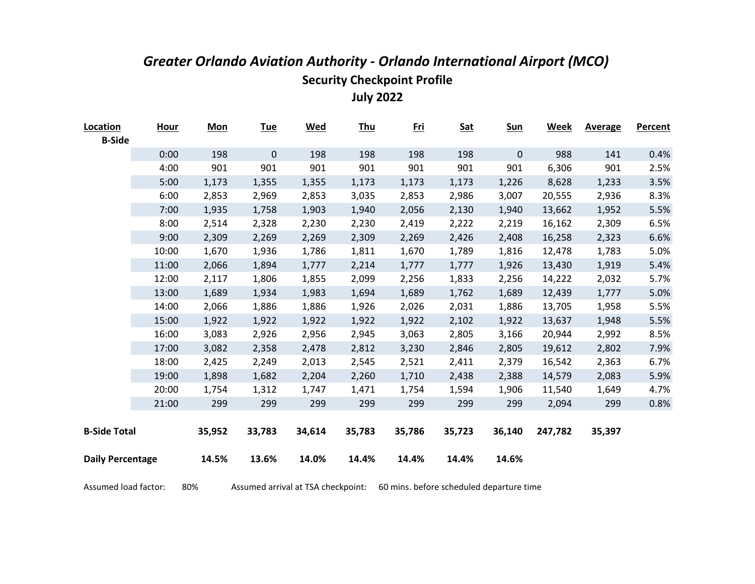# *Greater Orlando Aviation Authority - Orlando International Airport (MCO)*

## Security Checkpoint Profile

## July 2022

| Location | Hour | Mon | Tue | Wed | Thu | Fri | Sat | Sun | Week | Average | Percent |
|---|---|---|---|---|---|---|---|---|---|---|---|
| **B-Side** | | | | | | | | | | | |
| | 0:00 | 198 | 0 | 198 | 198 | 198 | 198 | 0 | 988 | 141 | 0.4% |
| | 4:00 | 901 | 901 | 901 | 901 | 901 | 901 | 901 | 6,306 | 901 | 2.5% |
| | 5:00 | 1,173 | 1,355 | 1,355 | 1,173 | 1,173 | 1,173 | 1,226 | 8,628 | 1,233 | 3.5% |
| | 6:00 | 2,853 | 2,969 | 2,853 | 3,035 | 2,853 | 2,986 | 3,007 | 20,555 | 2,936 | 8.3% |
| | 7:00 | 1,935 | 1,758 | 1,903 | 1,940 | 2,056 | 2,130 | 1,940 | 13,662 | 1,952 | 5.5% |
| | 8:00 | 2,514 | 2,328 | 2,230 | 2,230 | 2,419 | 2,222 | 2,219 | 16,162 | 2,309 | 6.5% |
| | 9:00 | 2,309 | 2,269 | 2,269 | 2,309 | 2,269 | 2,426 | 2,408 | 16,258 | 2,323 | 6.6% |
| | 10:00 | 1,670 | 1,936 | 1,786 | 1,811 | 1,670 | 1,789 | 1,816 | 12,478 | 1,783 | 5.0% |
| | 11:00 | 2,066 | 1,894 | 1,777 | 2,214 | 1,777 | 1,777 | 1,926 | 13,430 | 1,919 | 5.4% |
| | 12:00 | 2,117 | 1,806 | 1,855 | 2,099 | 2,256 | 1,833 | 2,256 | 14,222 | 2,032 | 5.7% |
| | 13:00 | 1,689 | 1,934 | 1,983 | 1,694 | 1,689 | 1,762 | 1,689 | 12,439 | 1,777 | 5.0% |
| | 14:00 | 2,066 | 1,886 | 1,886 | 1,926 | 2,026 | 2,031 | 1,886 | 13,705 | 1,958 | 5.5% |
| | 15:00 | 1,922 | 1,922 | 1,922 | 1,922 | 1,922 | 2,102 | 1,922 | 13,637 | 1,948 | 5.5% |
| | 16:00 | 3,083 | 2,926 | 2,956 | 2,945 | 3,063 | 2,805 | 3,166 | 20,944 | 2,992 | 8.5% |
| | 17:00 | 3,082 | 2,358 | 2,478 | 2,812 | 3,230 | 2,846 | 2,805 | 19,612 | 2,802 | 7.9% |
| | 18:00 | 2,425 | 2,249 | 2,013 | 2,545 | 2,521 | 2,411 | 2,379 | 16,542 | 2,363 | 6.7% |
| | 19:00 | 1,898 | 1,682 | 2,204 | 2,260 | 1,710 | 2,438 | 2,388 | 14,579 | 2,083 | 5.9% |
| | 20:00 | 1,754 | 1,312 | 1,747 | 1,471 | 1,754 | 1,594 | 1,906 | 11,540 | 1,649 | 4.7% |
| | 21:00 | 299 | 299 | 299 | 299 | 299 | 299 | 299 | 2,094 | 299 | 0.8% |
| **B-Side Total** | | **35,952** | **33,783** | **34,614** | **35,783** | **35,786** | **35,723** | **36,140** | **247,782** | **35,397** | |
| **Daily Percentage** | | **14.5%** | **13.6%** | **14.0%** | **14.4%** | **14.4%** | **14.4%** | **14.6%** | | | |

Assumed load factor: 80%     Assumed arrival at TSA checkpoint: 60 mins. before scheduled departure time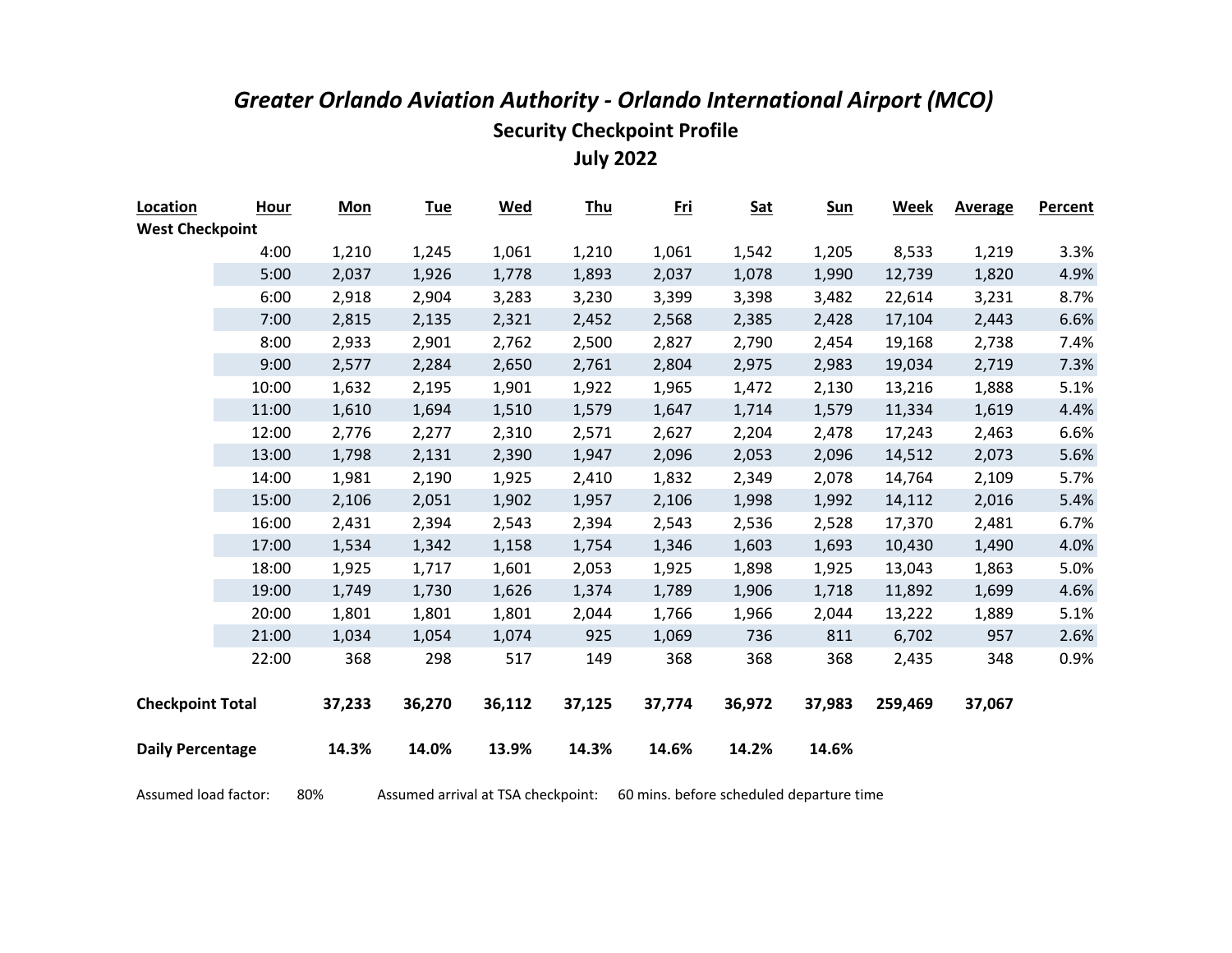# *Greater Orlando Aviation Authority - Orlando International Airport (MCO)*

## Security Checkpoint Profile

## July 2022

| Location | Hour | Mon | Tue | Wed | Thu | Fri | Sat | Sun | Week | Average | Percent |
|---|---|---|---|---|---|---|---|---|---|---|---|
| **West Checkpoint** | | | | | | | | | | | |
| | 4:00 | 1,210 | 1,245 | 1,061 | 1,210 | 1,061 | 1,542 | 1,205 | 8,533 | 1,219 | 3.3% |
| | 5:00 | 2,037 | 1,926 | 1,778 | 1,893 | 2,037 | 1,078 | 1,990 | 12,739 | 1,820 | 4.9% |
| | 6:00 | 2,918 | 2,904 | 3,283 | 3,230 | 3,399 | 3,398 | 3,482 | 22,614 | 3,231 | 8.7% |
| | 7:00 | 2,815 | 2,135 | 2,321 | 2,452 | 2,568 | 2,385 | 2,428 | 17,104 | 2,443 | 6.6% |
| | 8:00 | 2,933 | 2,901 | 2,762 | 2,500 | 2,827 | 2,790 | 2,454 | 19,168 | 2,738 | 7.4% |
| | 9:00 | 2,577 | 2,284 | 2,650 | 2,761 | 2,804 | 2,975 | 2,983 | 19,034 | 2,719 | 7.3% |
| | 10:00 | 1,632 | 2,195 | 1,901 | 1,922 | 1,965 | 1,472 | 2,130 | 13,216 | 1,888 | 5.1% |
| | 11:00 | 1,610 | 1,694 | 1,510 | 1,579 | 1,647 | 1,714 | 1,579 | 11,334 | 1,619 | 4.4% |
| | 12:00 | 2,776 | 2,277 | 2,310 | 2,571 | 2,627 | 2,204 | 2,478 | 17,243 | 2,463 | 6.6% |
| | 13:00 | 1,798 | 2,131 | 2,390 | 1,947 | 2,096 | 2,053 | 2,096 | 14,512 | 2,073 | 5.6% |
| | 14:00 | 1,981 | 2,190 | 1,925 | 2,410 | 1,832 | 2,349 | 2,078 | 14,764 | 2,109 | 5.7% |
| | 15:00 | 2,106 | 2,051 | 1,902 | 1,957 | 2,106 | 1,998 | 1,992 | 14,112 | 2,016 | 5.4% |
| | 16:00 | 2,431 | 2,394 | 2,543 | 2,394 | 2,543 | 2,536 | 2,528 | 17,370 | 2,481 | 6.7% |
| | 17:00 | 1,534 | 1,342 | 1,158 | 1,754 | 1,346 | 1,603 | 1,693 | 10,430 | 1,490 | 4.0% |
| | 18:00 | 1,925 | 1,717 | 1,601 | 2,053 | 1,925 | 1,898 | 1,925 | 13,043 | 1,863 | 5.0% |
| | 19:00 | 1,749 | 1,730 | 1,626 | 1,374 | 1,789 | 1,906 | 1,718 | 11,892 | 1,699 | 4.6% |
| | 20:00 | 1,801 | 1,801 | 1,801 | 2,044 | 1,766 | 1,966 | 2,044 | 13,222 | 1,889 | 5.1% |
| | 21:00 | 1,034 | 1,054 | 1,074 | 925 | 1,069 | 736 | 811 | 6,702 | 957 | 2.6% |
| | 22:00 | 368 | 298 | 517 | 149 | 368 | 368 | 368 | 2,435 | 348 | 0.9% |
| **Checkpoint Total** | | **37,233** | **36,270** | **36,112** | **37,125** | **37,774** | **36,972** | **37,983** | **259,469** | **37,067** | |
| **Daily Percentage** | | **14.3%** | **14.0%** | **13.9%** | **14.3%** | **14.6%** | **14.2%** | **14.6%** | | | |

Assumed load factor: 80%     Assumed arrival at TSA checkpoint: 60 mins. before scheduled departure time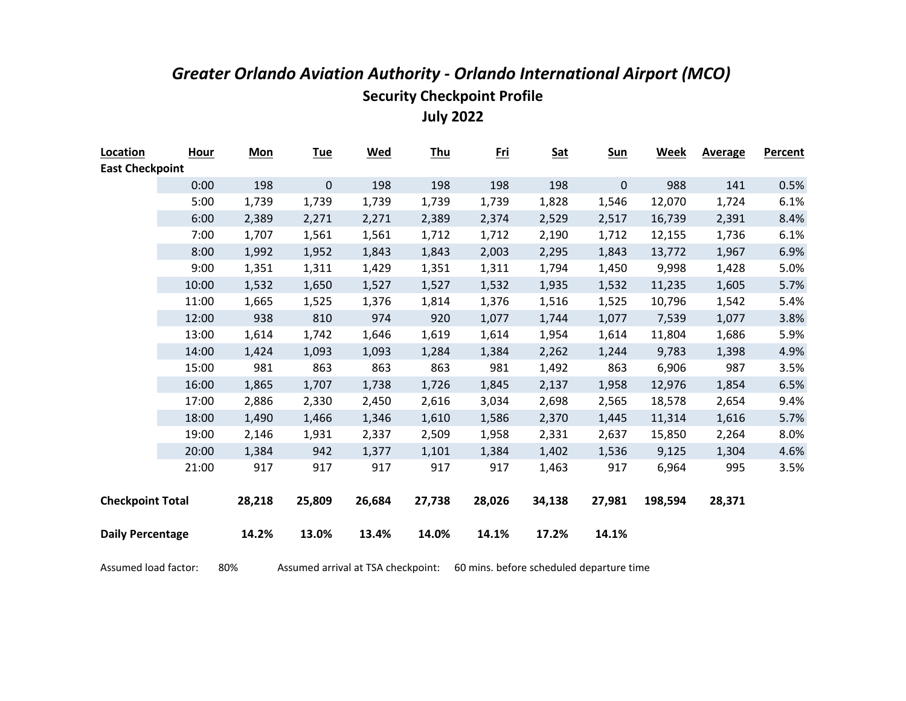# *Greater Orlando Aviation Authority - Orlando International Airport (MCO)*

## Security Checkpoint Profile

## July 2022

| Location | Hour | Mon | Tue | Wed | Thu | Fri | Sat | Sun | Week | Average | Percent |
|---|---|---|---|---|---|---|---|---|---|---|---|
| **East Checkpoint** | | | | | | | | | | | |
| | 0:00 | 198 | 0 | 198 | 198 | 198 | 198 | 0 | 988 | 141 | 0.5% |
| | 5:00 | 1,739 | 1,739 | 1,739 | 1,739 | 1,739 | 1,828 | 1,546 | 12,070 | 1,724 | 6.1% |
| | 6:00 | 2,389 | 2,271 | 2,271 | 2,389 | 2,374 | 2,529 | 2,517 | 16,739 | 2,391 | 8.4% |
| | 7:00 | 1,707 | 1,561 | 1,561 | 1,712 | 1,712 | 2,190 | 1,712 | 12,155 | 1,736 | 6.1% |
| | 8:00 | 1,992 | 1,952 | 1,843 | 1,843 | 2,003 | 2,295 | 1,843 | 13,772 | 1,967 | 6.9% |
| | 9:00 | 1,351 | 1,311 | 1,429 | 1,351 | 1,311 | 1,794 | 1,450 | 9,998 | 1,428 | 5.0% |
| | 10:00 | 1,532 | 1,650 | 1,527 | 1,527 | 1,532 | 1,935 | 1,532 | 11,235 | 1,605 | 5.7% |
| | 11:00 | 1,665 | 1,525 | 1,376 | 1,814 | 1,376 | 1,516 | 1,525 | 10,796 | 1,542 | 5.4% |
| | 12:00 | 938 | 810 | 974 | 920 | 1,077 | 1,744 | 1,077 | 7,539 | 1,077 | 3.8% |
| | 13:00 | 1,614 | 1,742 | 1,646 | 1,619 | 1,614 | 1,954 | 1,614 | 11,804 | 1,686 | 5.9% |
| | 14:00 | 1,424 | 1,093 | 1,093 | 1,284 | 1,384 | 2,262 | 1,244 | 9,783 | 1,398 | 4.9% |
| | 15:00 | 981 | 863 | 863 | 863 | 981 | 1,492 | 863 | 6,906 | 987 | 3.5% |
| | 16:00 | 1,865 | 1,707 | 1,738 | 1,726 | 1,845 | 2,137 | 1,958 | 12,976 | 1,854 | 6.5% |
| | 17:00 | 2,886 | 2,330 | 2,450 | 2,616 | 3,034 | 2,698 | 2,565 | 18,578 | 2,654 | 9.4% |
| | 18:00 | 1,490 | 1,466 | 1,346 | 1,610 | 1,586 | 2,370 | 1,445 | 11,314 | 1,616 | 5.7% |
| | 19:00 | 2,146 | 1,931 | 2,337 | 2,509 | 1,958 | 2,331 | 2,637 | 15,850 | 2,264 | 8.0% |
| | 20:00 | 1,384 | 942 | 1,377 | 1,101 | 1,384 | 1,402 | 1,536 | 9,125 | 1,304 | 4.6% |
| | 21:00 | 917 | 917 | 917 | 917 | 917 | 1,463 | 917 | 6,964 | 995 | 3.5% |
| **Checkpoint Total** | | **28,218** | **25,809** | **26,684** | **27,738** | **28,026** | **34,138** | **27,981** | **198,594** | **28,371** | |
| **Daily Percentage** | | **14.2%** | **13.0%** | **13.4%** | **14.0%** | **14.1%** | **17.2%** | **14.1%** | | | |

Assumed load factor: 80%    Assumed arrival at TSA checkpoint: 60 mins. before scheduled departure time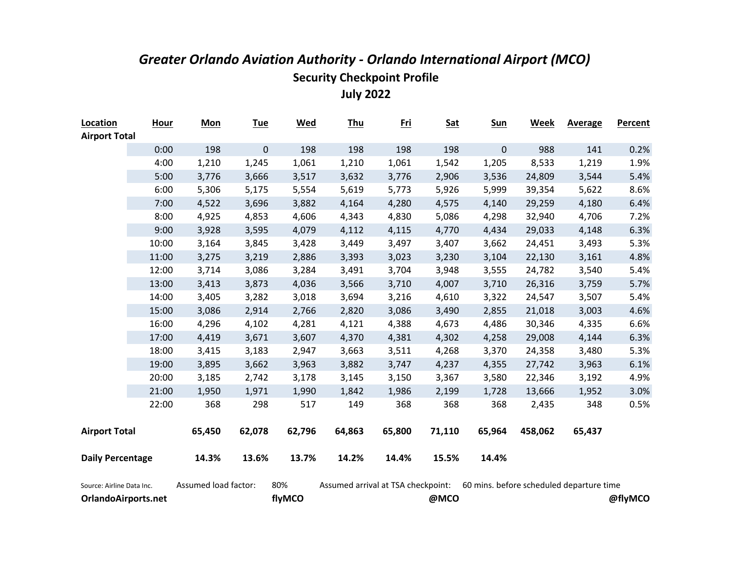# *Greater Orlando Aviation Authority - Orlando International Airport (MCO)*

## Security Checkpoint Profile

## July 2022

| Location | Hour | Mon | Tue | Wed | Thu | Fri | Sat | Sun | Week | Average | Percent |
|---|---|---|---|---|---|---|---|---|---|---|---|
| **Airport Total** | | | | | | | | | | | |
| | 0:00 | 198 | 0 | 198 | 198 | 198 | 198 | 0 | 988 | 141 | 0.2% |
| | 4:00 | 1,210 | 1,245 | 1,061 | 1,210 | 1,061 | 1,542 | 1,205 | 8,533 | 1,219 | 1.9% |
| | 5:00 | 3,776 | 3,666 | 3,517 | 3,632 | 3,776 | 2,906 | 3,536 | 24,809 | 3,544 | 5.4% |
| | 6:00 | 5,306 | 5,175 | 5,554 | 5,619 | 5,773 | 5,926 | 5,999 | 39,354 | 5,622 | 8.6% |
| | 7:00 | 4,522 | 3,696 | 3,882 | 4,164 | 4,280 | 4,575 | 4,140 | 29,259 | 4,180 | 6.4% |
| | 8:00 | 4,925 | 4,853 | 4,606 | 4,343 | 4,830 | 5,086 | 4,298 | 32,940 | 4,706 | 7.2% |
| | 9:00 | 3,928 | 3,595 | 4,079 | 4,112 | 4,115 | 4,770 | 4,434 | 29,033 | 4,148 | 6.3% |
| | 10:00 | 3,164 | 3,845 | 3,428 | 3,449 | 3,497 | 3,407 | 3,662 | 24,451 | 3,493 | 5.3% |
| | 11:00 | 3,275 | 3,219 | 2,886 | 3,393 | 3,023 | 3,230 | 3,104 | 22,130 | 3,161 | 4.8% |
| | 12:00 | 3,714 | 3,086 | 3,284 | 3,491 | 3,704 | 3,948 | 3,555 | 24,782 | 3,540 | 5.4% |
| | 13:00 | 3,413 | 3,873 | 4,036 | 3,566 | 3,710 | 4,007 | 3,710 | 26,316 | 3,759 | 5.7% |
| | 14:00 | 3,405 | 3,282 | 3,018 | 3,694 | 3,216 | 4,610 | 3,322 | 24,547 | 3,507 | 5.4% |
| | 15:00 | 3,086 | 2,914 | 2,766 | 2,820 | 3,086 | 3,490 | 2,855 | 21,018 | 3,003 | 4.6% |
| | 16:00 | 4,296 | 4,102 | 4,281 | 4,121 | 4,388 | 4,673 | 4,486 | 30,346 | 4,335 | 6.6% |
| | 17:00 | 4,419 | 3,671 | 3,607 | 4,370 | 4,381 | 4,302 | 4,258 | 29,008 | 4,144 | 6.3% |
| | 18:00 | 3,415 | 3,183 | 2,947 | 3,663 | 3,511 | 4,268 | 3,370 | 24,358 | 3,480 | 5.3% |
| | 19:00 | 3,895 | 3,662 | 3,963 | 3,882 | 3,747 | 4,237 | 4,355 | 27,742 | 3,963 | 6.1% |
| | 20:00 | 3,185 | 2,742 | 3,178 | 3,145 | 3,150 | 3,367 | 3,580 | 22,346 | 3,192 | 4.9% |
| | 21:00 | 1,950 | 1,971 | 1,990 | 1,842 | 1,986 | 2,199 | 1,728 | 13,666 | 1,952 | 3.0% |
| | 22:00 | 368 | 298 | 517 | 149 | 368 | 368 | 368 | 2,435 | 348 | 0.5% |
| **Airport Total** | | **65,450** | **62,078** | **62,796** | **64,863** | **65,800** | **71,110** | **65,964** | **458,062** | **65,437** | |
| **Daily Percentage** | | **14.3%** | **13.6%** | **13.7%** | **14.2%** | **14.4%** | **15.5%** | **14.4%** | | | |

Source: Airline Data Inc. Assumed load factor: 80% Assumed arrival at TSA checkpoint: 60 mins. before scheduled departure time

**OrlandoAirports.net** **flyMCO** **@MCO** **@flyMCO**